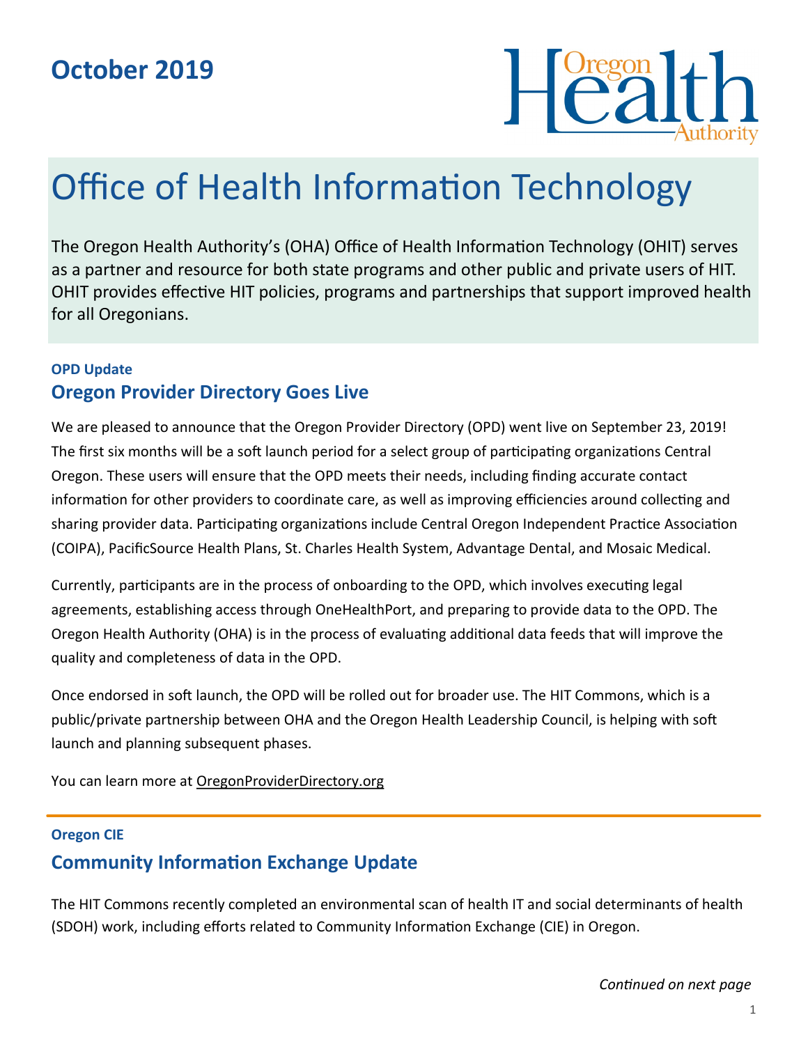October 2019

# Office of Health Information Technology

The Oregon Health Authority's (OHA) Office of Health Information Technology (OHIT) serves as a partner and resource for both state programs and other public and private users of HIT. OHIT provides effective HIT policies, programs and partnerships that support improved health for all Oregonians.

**OPD Update**

## Oregon Provider Directory Goes Live

We are pleased to announce that the Oregon Provider Directory (OPD) went live on September 23, 2019! The first six months will be a soft launch period for a select group of participating organizations Central Oregon. These users will ensure that the OPD meets their needs, including finding accurate contact information for other providers to coordinate care, as well as improving efficiencies around collecting and sharing provider data. Participating organizations include Central Oregon Independent Practice Association (COIPA), PacificSource Health Plans, St. Charles Health System, Advantage Dental, and Mosaic Medical.

Currently, participants are in the process of onboarding to the OPD, which involves executing legal agreements, establishing access through OneHealthPort, and preparing to provide data to the OPD. The Oregon Health Authority (OHA) is in the process of evaluating additional data feeds that will improve the quality and completeness of data in the OPD.

Once endorsed in soft launch, the OPD will be rolled out for broader use. The HIT Commons, which is a public/private partnership between OHA and the Oregon Health Leadership Council, is helping with soft launch and planning subsequent phases.

You can learn more at OregonProviderDirectory.org

---

**Oregon CIE**

## Community Information Exchange Update

The HIT Commons recently completed an environmental scan of health IT and social determinants of health (SDOH) work, including efforts related to Community Information Exchange (CIE) in Oregon.

*Continued on next page*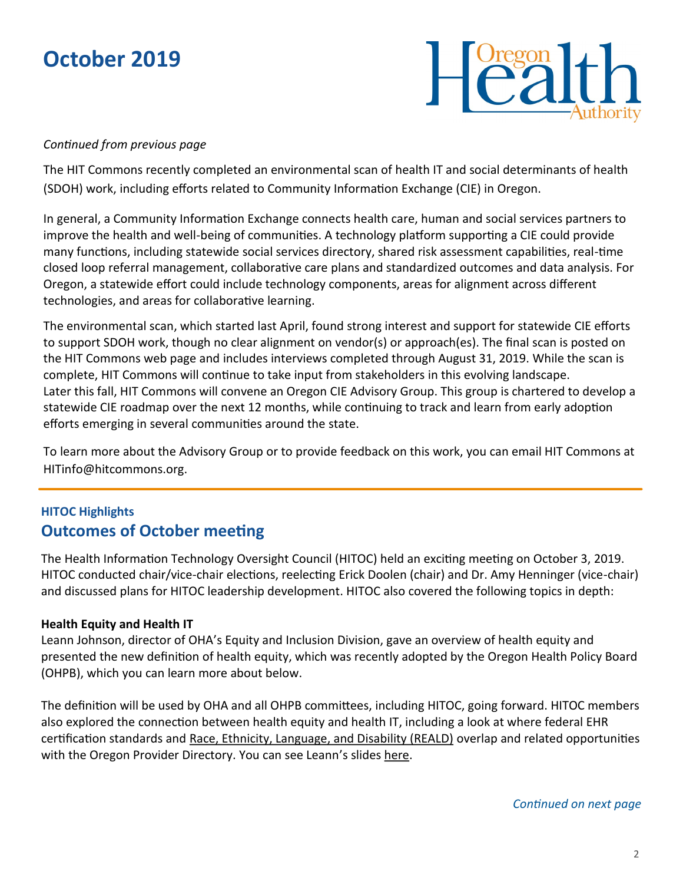# October 2019

*Continued from previous page*

The HIT Commons recently completed an environmental scan of health IT and social determinants of health (SDOH) work, including efforts related to Community Information Exchange (CIE) in Oregon.

In general, a Community Information Exchange connects health care, human and social services partners to improve the health and well-being of communities. A technology platform supporting a CIE could provide many functions, including statewide social services directory, shared risk assessment capabilities, real-time closed loop referral management, collaborative care plans and standardized outcomes and data analysis. For Oregon, a statewide effort could include technology components, areas for alignment across different technologies, and areas for collaborative learning.

The environmental scan, which started last April, found strong interest and support for statewide CIE efforts to support SDOH work, though no clear alignment on vendor(s) or approach(es). The final scan is posted on the HIT Commons web page and includes interviews completed through August 31, 2019. While the scan is complete, HIT Commons will continue to take input from stakeholders in this evolving landscape. Later this fall, HIT Commons will convene an Oregon CIE Advisory Group. This group is chartered to develop a statewide CIE roadmap over the next 12 months, while continuing to track and learn from early adoption efforts emerging in several communities around the state.

To learn more about the Advisory Group or to provide feedback on this work, you can email HIT Commons at HITinfo@hitcommons.org.

---

**HITOC Highlights**

## Outcomes of October meeting

The Health Information Technology Oversight Council (HITOC) held an exciting meeting on October 3, 2019. HITOC conducted chair/vice-chair elections, reelecting Erick Doolen (chair) and Dr. Amy Henninger (vice-chair) and discussed plans for HITOC leadership development. HITOC also covered the following topics in depth:

**Health Equity and Health IT**

Leann Johnson, director of OHA's Equity and Inclusion Division, gave an overview of health equity and presented the new definition of health equity, which was recently adopted by the Oregon Health Policy Board (OHPB), which you can learn more about below.

The definition will be used by OHA and all OHPB committees, including HITOC, going forward. HITOC members also explored the connection between health equity and health IT, including a look at where federal EHR certification standards and Race, Ethnicity, Language, and Disability (REALD) overlap and related opportunities with the Oregon Provider Directory. You can see Leann's slides here.

*Continued on next page*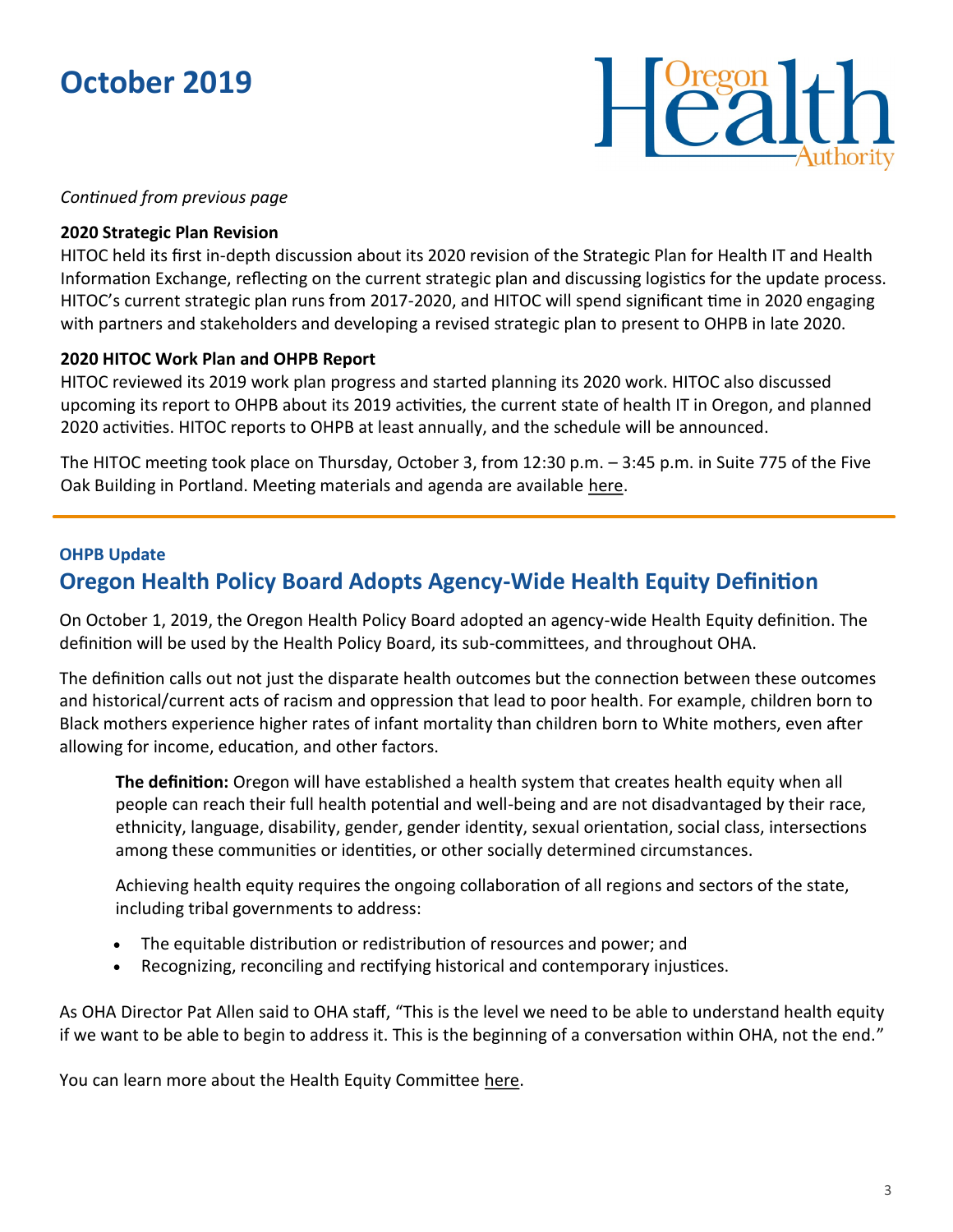*Continued from previous page*

**2020 Strategic Plan Revision**

HITOC held its first in-depth discussion about its 2020 revision of the Strategic Plan for Health IT and Health Information Exchange, reflecting on the current strategic plan and discussing logistics for the update process. HITOC's current strategic plan runs from 2017-2020, and HITOC will spend significant time in 2020 engaging with partners and stakeholders and developing a revised strategic plan to present to OHPB in late 2020.

**2020 HITOC Work Plan and OHPB Report**

HITOC reviewed its 2019 work plan progress and started planning its 2020 work. HITOC also discussed upcoming its report to OHPB about its 2019 activities, the current state of health IT in Oregon, and planned 2020 activities. HITOC reports to OHPB at least annually, and the schedule will be announced.

The HITOC meeting took place on Thursday, October 3, from 12:30 p.m. – 3:45 p.m. in Suite 775 of the Five Oak Building in Portland. Meeting materials and agenda are available here.

---

### OHPB Update

## Oregon Health Policy Board Adopts Agency-Wide Health Equity Definition

On October 1, 2019, the Oregon Health Policy Board adopted an agency-wide Health Equity definition. The definition will be used by the Health Policy Board, its sub-committees, and throughout OHA.

The definition calls out not just the disparate health outcomes but the connection between these outcomes and historical/current acts of racism and oppression that lead to poor health. For example, children born to Black mothers experience higher rates of infant mortality than children born to White mothers, even after allowing for income, education, and other factors.

> **The definition:** Oregon will have established a health system that creates health equity when all people can reach their full health potential and well-being and are not disadvantaged by their race, ethnicity, language, disability, gender, gender identity, sexual orientation, social class, intersections among these communities or identities, or other socially determined circumstances.
>
> Achieving health equity requires the ongoing collaboration of all regions and sectors of the state, including tribal governments to address:
>
> - The equitable distribution or redistribution of resources and power; and
> - Recognizing, reconciling and rectifying historical and contemporary injustices.

As OHA Director Pat Allen said to OHA staff, "This is the level we need to be able to understand health equity if we want to be able to begin to address it. This is the beginning of a conversation within OHA, not the end."

You can learn more about the Health Equity Committee here.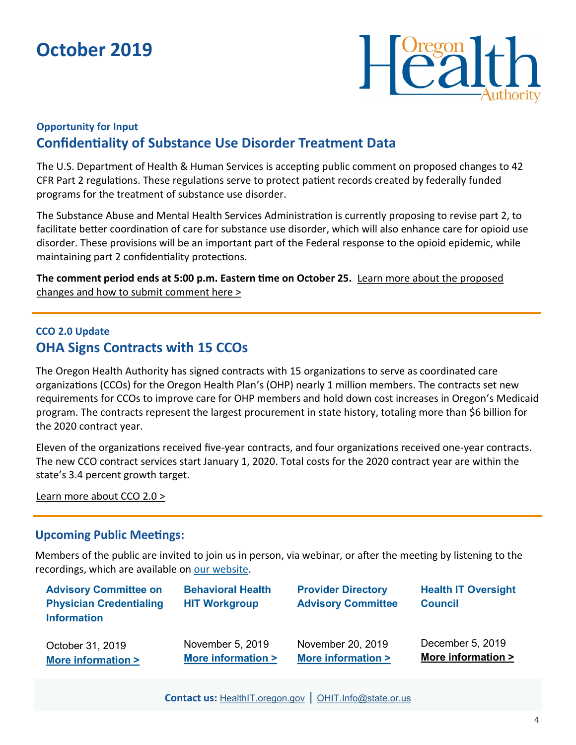# October 2019

Oregon Health Authority

### Opportunity for Input

## Confidentiality of Substance Use Disorder Treatment Data

The U.S. Department of Health & Human Services is accepting public comment on proposed changes to 42 CFR Part 2 regulations. These regulations serve to protect patient records created by federally funded programs for the treatment of substance use disorder.

The Substance Abuse and Mental Health Services Administration is currently proposing to revise part 2, to facilitate better coordination of care for substance use disorder, which will also enhance care for opioid use disorder. These provisions will be an important part of the Federal response to the opioid epidemic, while maintaining part 2 confidentiality protections.

**The comment period ends at 5:00 p.m. Eastern time on October 25.** Learn more about the proposed changes and how to submit comment here >

---

### CCO 2.0 Update

## OHA Signs Contracts with 15 CCOs

The Oregon Health Authority has signed contracts with 15 organizations to serve as coordinated care organizations (CCOs) for the Oregon Health Plan's (OHP) nearly 1 million members. The contracts set new requirements for CCOs to improve care for OHP members and hold down cost increases in Oregon's Medicaid program. The contracts represent the largest procurement in state history, totaling more than $6 billion for the 2020 contract year.

Eleven of the organizations received five-year contracts, and four organizations received one-year contracts. The new CCO contract services start January 1, 2020. Total costs for the 2020 contract year are within the state's 3.4 percent growth target.

Learn more about CCO 2.0 >

---

## Upcoming Public Meetings:

Members of the public are invited to join us in person, via webinar, or after the meeting by listening to the recordings, which are available on our website.

| Advisory Committee on Physician Credentialing Information | Behavioral Health HIT Workgroup | Provider Directory Advisory Committee | Health IT Oversight Council |
|---|---|---|---|
| October 31, 2019<br>**More information >** | November 5, 2019<br>**More information >** | November 20, 2019<br>**More information >** | December 5, 2019<br>**More information >** |

**Contact us:** HealthIT.oregon.gov | OHIT.Info@state.or.us